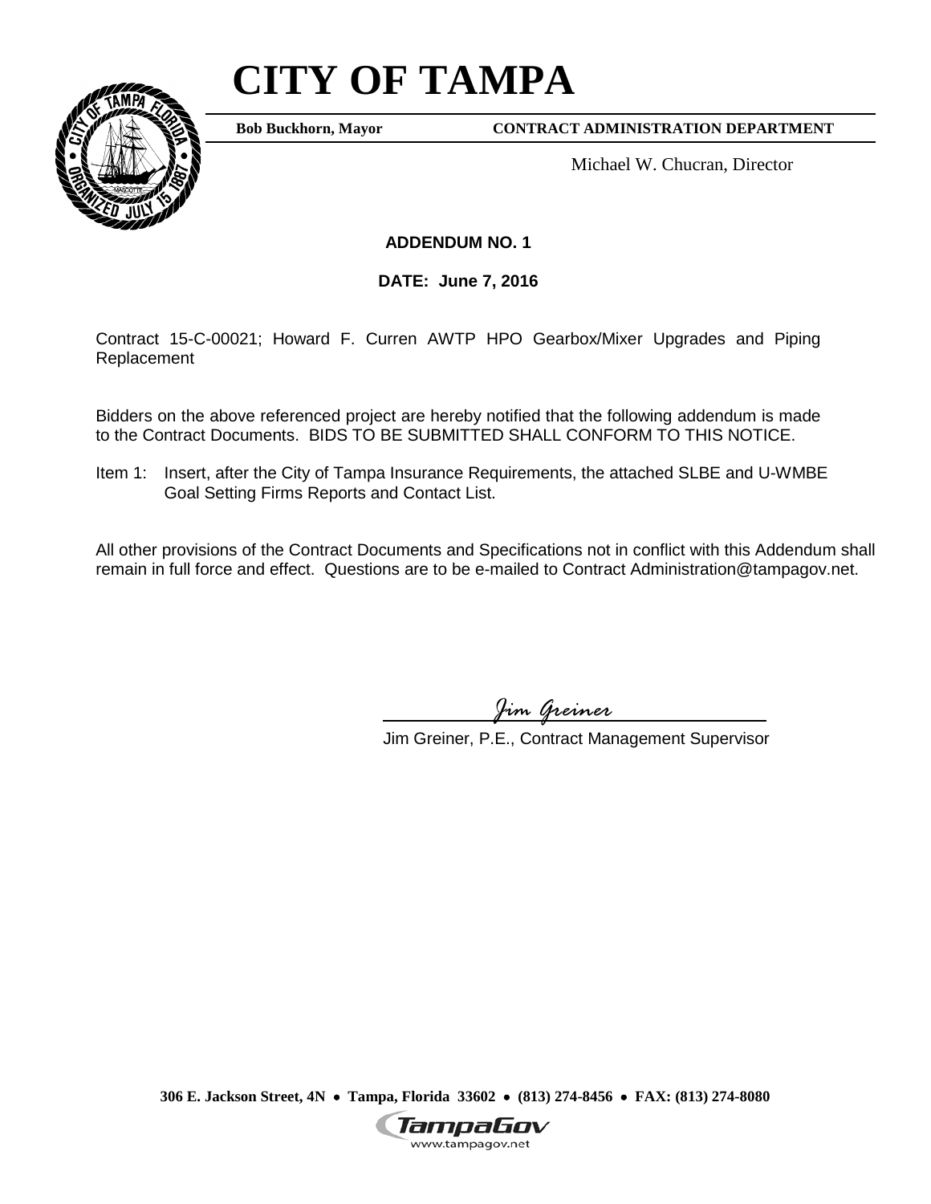# CITY OF TAMPA

**Bob Buckhorn, Mayor** **CONTRACT ADMINISTRATION DEPARTMENT**

Michael W. Chucran, Director

**ADDENDUM NO. 1**

**DATE: June 7, 2016**

Contract 15-C-00021; Howard F. Curren AWTP HPO Gearbox/Mixer Upgrades and Piping Replacement

Bidders on the above referenced project are hereby notified that the following addendum is made to the Contract Documents. BIDS TO BE SUBMITTED SHALL CONFORM TO THIS NOTICE.

Item 1: Insert, after the City of Tampa Insurance Requirements, the attached SLBE and U-WMBE Goal Setting Firms Reports and Contact List.

All other provisions of the Contract Documents and Specifications not in conflict with this Addendum shall remain in full force and effect. Questions are to be e-mailed to Contract Administration@tampagov.net.

*Jim Greiner*

Jim Greiner, P.E., Contract Management Supervisor

**306 E. Jackson Street, 4N • Tampa, Florida 33602 • (813) 274-8456 • FAX: (813) 274-8080**

TampaGov
www.tampagov.net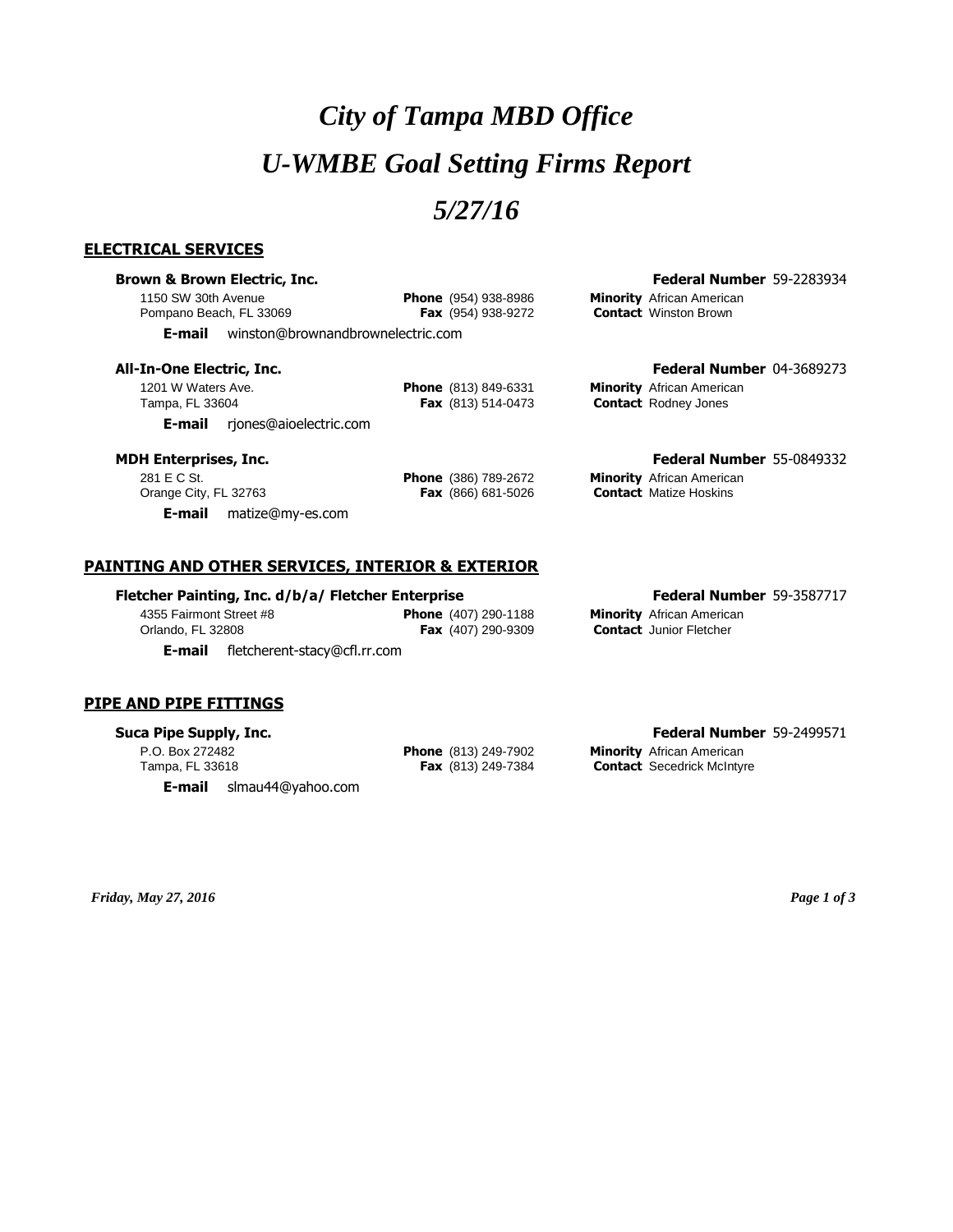# *City of Tampa MBD Office*

# *U-WMBE Goal Setting Firms Report*

# *5/27/16*

## ELECTRICAL SERVICES

### Brown & Brown Electric, Inc.

**Federal Number** 59-2283934

1150 SW 30th Avenue
Pompano Beach, FL 33069

**Phone** (954) 938-8986
**Fax** (954) 938-9272

**Minority** African American
**Contact** Winston Brown

**E-mail** winston@brownandbrownelectric.com

### All-In-One Electric, Inc.

**Federal Number** 04-3689273

1201 W Waters Ave.
Tampa, FL 33604

**Phone** (813) 849-6331
**Fax** (813) 514-0473

**Minority** African American
**Contact** Rodney Jones

**E-mail** rjones@aioelectric.com

### MDH Enterprises, Inc.

**Federal Number** 55-0849332

281 E C St.
Orange City, FL 32763

**Phone** (386) 789-2672
**Fax** (866) 681-5026

**Minority** African American
**Contact** Matize Hoskins

**E-mail** matize@my-es.com

## PAINTING AND OTHER SERVICES, INTERIOR & EXTERIOR

### Fletcher Painting, Inc. d/b/a/ Fletcher Enterprise

**Federal Number** 59-3587717

4355 Fairmont Street #8
Orlando, FL 32808

**Phone** (407) 290-1188
**Fax** (407) 290-9309

**Minority** African American
**Contact** Junior Fletcher

**E-mail** fletcherent-stacy@cfl.rr.com

## PIPE AND PIPE FITTINGS

### Suca Pipe Supply, Inc.

**Federal Number** 59-2499571

P.O. Box 272482
Tampa, FL 33618

**Phone** (813) 249-7902
**Fax** (813) 249-7384

**Minority** African American
**Contact** Secedrick McIntyre

**E-mail** slmau44@yahoo.com

*Friday, May 27, 2016*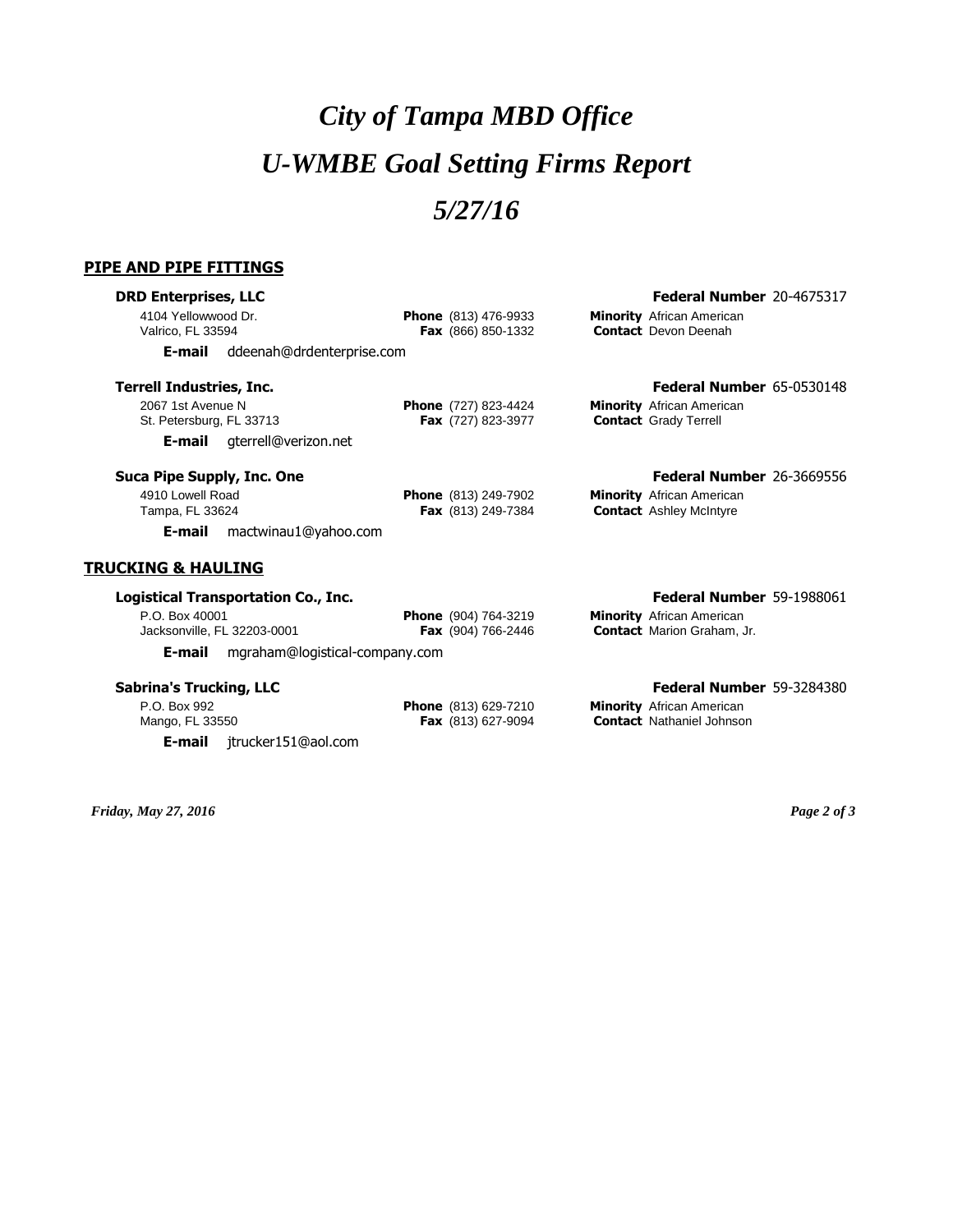# *City of Tampa MBD Office*

# *U-WMBE Goal Setting Firms Report*

# *5/27/16*

## PIPE AND PIPE FITTINGS

### DRD Enterprises, LLC

**Federal Number** 20-4675317

4104 Yellowwood Dr.
Valrico, FL 33594

**Phone** (813) 476-9933
**Fax** (866) 850-1332

**Minority** African American
**Contact** Devon Deenah

**E-mail** ddeenah@drdenterprise.com

### Terrell Industries, Inc.

**Federal Number** 65-0530148

2067 1st Avenue N
St. Petersburg, FL 33713

**Phone** (727) 823-4424
**Fax** (727) 823-3977

**Minority** African American
**Contact** Grady Terrell

**E-mail** gterrell@verizon.net

### Suca Pipe Supply, Inc. One

**Federal Number** 26-3669556

4910 Lowell Road
Tampa, FL 33624

**Phone** (813) 249-7902
**Fax** (813) 249-7384

**Minority** African American
**Contact** Ashley McIntyre

**E-mail** mactwinau1@yahoo.com

## TRUCKING & HAULING

### Logistical Transportation Co., Inc.

**Federal Number** 59-1988061

P.O. Box 40001
Jacksonville, FL 32203-0001

**Phone** (904) 764-3219
**Fax** (904) 766-2446

**Minority** African American
**Contact** Marion Graham, Jr.

**E-mail** mgraham@logistical-company.com

### Sabrina's Trucking, LLC

**Federal Number** 59-3284380

P.O. Box 992
Mango, FL 33550

**Phone** (813) 629-7210
**Fax** (813) 627-9094

**Minority** African American
**Contact** Nathaniel Johnson

**E-mail** jtrucker151@aol.com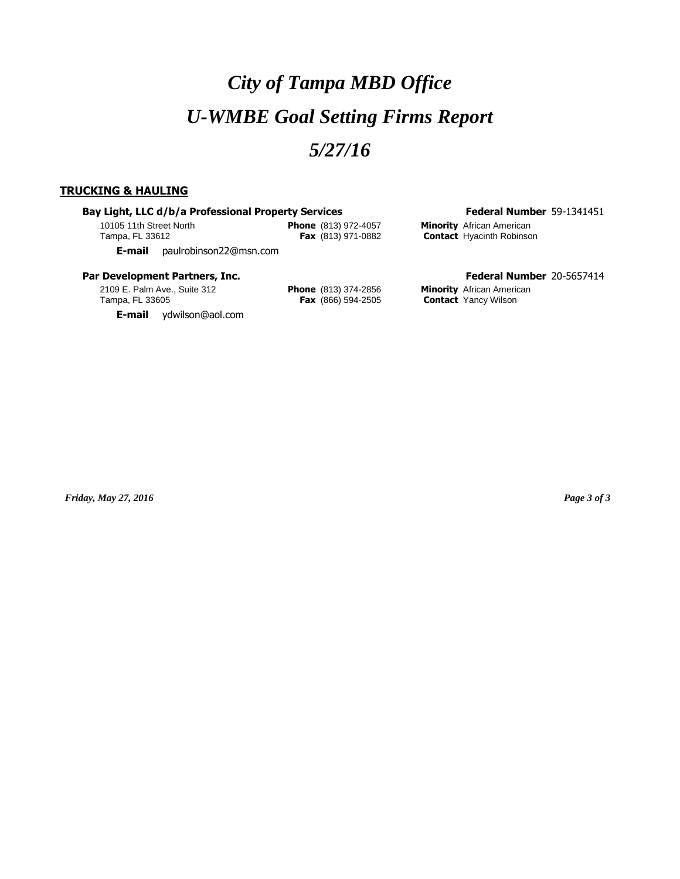# *City of Tampa MBD Office*

# *U-WMBE Goal Setting Firms Report*

# *5/27/16*

## TRUCKING & HAULING

**Bay Light, LLC d/b/a Professional Property Services** — **Federal Number** 59-1341451

10105 11th Street North
Tampa, FL 33612

**Phone** (813) 972-4057
**Fax** (813) 971-0882

**Minority** African American
**Contact** Hyacinth Robinson

**E-mail** paulrobinson22@msn.com

**Par Development Partners, Inc.** — **Federal Number** 20-5657414

2109 E. Palm Ave., Suite 312
Tampa, FL 33605

**Phone** (813) 374-2856
**Fax** (866) 594-2505

**Minority** African American
**Contact** Yancy Wilson

**E-mail** ydwilson@aol.com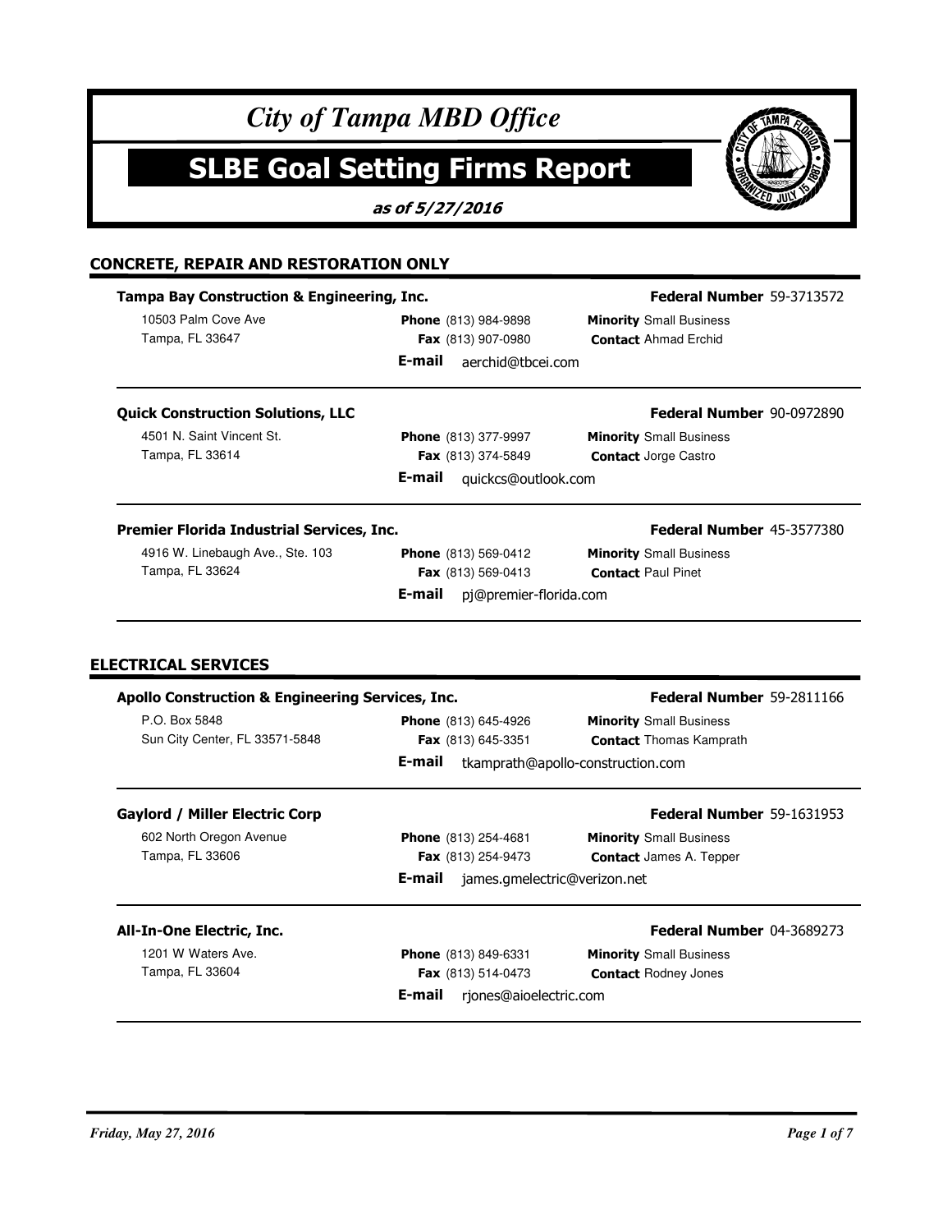# City of Tampa MBD Office

# SLBE Goal Setting Firms Report

***as of 5/27/2016***

## CONCRETE, REPAIR AND RESTORATION ONLY

### Tampa Bay Construction & Engineering, Inc.

**Federal Number** 59-3713572

10503 Palm Cove Ave
Tampa, FL 33647

**Phone** (813) 984-9898
**Fax** (813) 907-0980
**E-mail** aerchid@tbcei.com

**Minority** Small Business
**Contact** Ahmad Erchid

### Quick Construction Solutions, LLC

**Federal Number** 90-0972890

4501 N. Saint Vincent St.
Tampa, FL 33614

**Phone** (813) 377-9997
**Fax** (813) 374-5849
**E-mail** quickcs@outlook.com

**Minority** Small Business
**Contact** Jorge Castro

### Premier Florida Industrial Services, Inc.

**Federal Number** 45-3577380

4916 W. Linebaugh Ave., Ste. 103
Tampa, FL 33624

**Phone** (813) 569-0412
**Fax** (813) 569-0413
**E-mail** pj@premier-florida.com

**Minority** Small Business
**Contact** Paul Pinet

## ELECTRICAL SERVICES

### Apollo Construction & Engineering Services, Inc.

**Federal Number** 59-2811166

P.O. Box 5848
Sun City Center, FL 33571-5848

**Phone** (813) 645-4926
**Fax** (813) 645-3351
**E-mail** tkamprath@apollo-construction.com

**Minority** Small Business
**Contact** Thomas Kamprath

### Gaylord / Miller Electric Corp

**Federal Number** 59-1631953

602 North Oregon Avenue
Tampa, FL 33606

**Phone** (813) 254-4681
**Fax** (813) 254-9473
**E-mail** james.gmelectric@verizon.net

**Minority** Small Business
**Contact** James A. Tepper

### All-In-One Electric, Inc.

**Federal Number** 04-3689273

1201 W Waters Ave.
Tampa, FL 33604

**Phone** (813) 849-6331
**Fax** (813) 514-0473
**E-mail** rjones@aioelectric.com

**Minority** Small Business
**Contact** Rodney Jones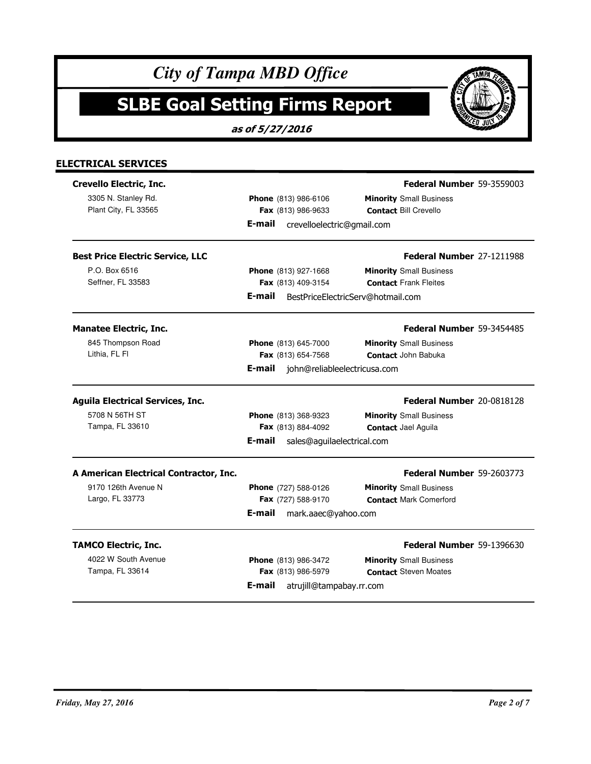# City of Tampa MBD Office

# SLBE Goal Setting Firms Report

***as of 5/27/2016***

## ELECTRICAL SERVICES

### Crevello Electric, Inc.

**Federal Number** 59-3559003

3305 N. Stanley Rd.
Plant City, FL 33565

**Phone** (813) 986-6106
**Fax** (813) 986-9633

**Minority** Small Business
**Contact** Bill Crevello

**E-mail** crevelloelectric@gmail.com

---

### Best Price Electric Service, LLC

**Federal Number** 27-1211988

P.O. Box 6516
Seffner, FL 33583

**Phone** (813) 927-1668
**Fax** (813) 409-3154

**Minority** Small Business
**Contact** Frank Fleites

**E-mail** BestPriceElectricServ@hotmail.com

---

### Manatee Electric, Inc.

**Federal Number** 59-3454485

845 Thompson Road
Lithia, FL Fl

**Phone** (813) 645-7000
**Fax** (813) 654-7568

**Minority** Small Business
**Contact** John Babuka

**E-mail** john@reliableelectricusa.com

---

### Aguila Electrical Services, Inc.

**Federal Number** 20-0818128

5708 N 56TH ST
Tampa, FL 33610

**Phone** (813) 368-9323
**Fax** (813) 884-4092

**Minority** Small Business
**Contact** Jael Aguila

**E-mail** sales@aguilaelectrical.com

---

### A American Electrical Contractor, Inc.

**Federal Number** 59-2603773

9170 126th Avenue N
Largo, FL 33773

**Phone** (727) 588-0126
**Fax** (727) 588-9170

**Minority** Small Business
**Contact** Mark Comerford

**E-mail** mark.aaec@yahoo.com

---

### TAMCO Electric, Inc.

**Federal Number** 59-1396630

4022 W South Avenue
Tampa, FL 33614

**Phone** (813) 986-3472
**Fax** (813) 986-5979

**Minority** Small Business
**Contact** Steven Moates

**E-mail** atrujill@tampabay.rr.com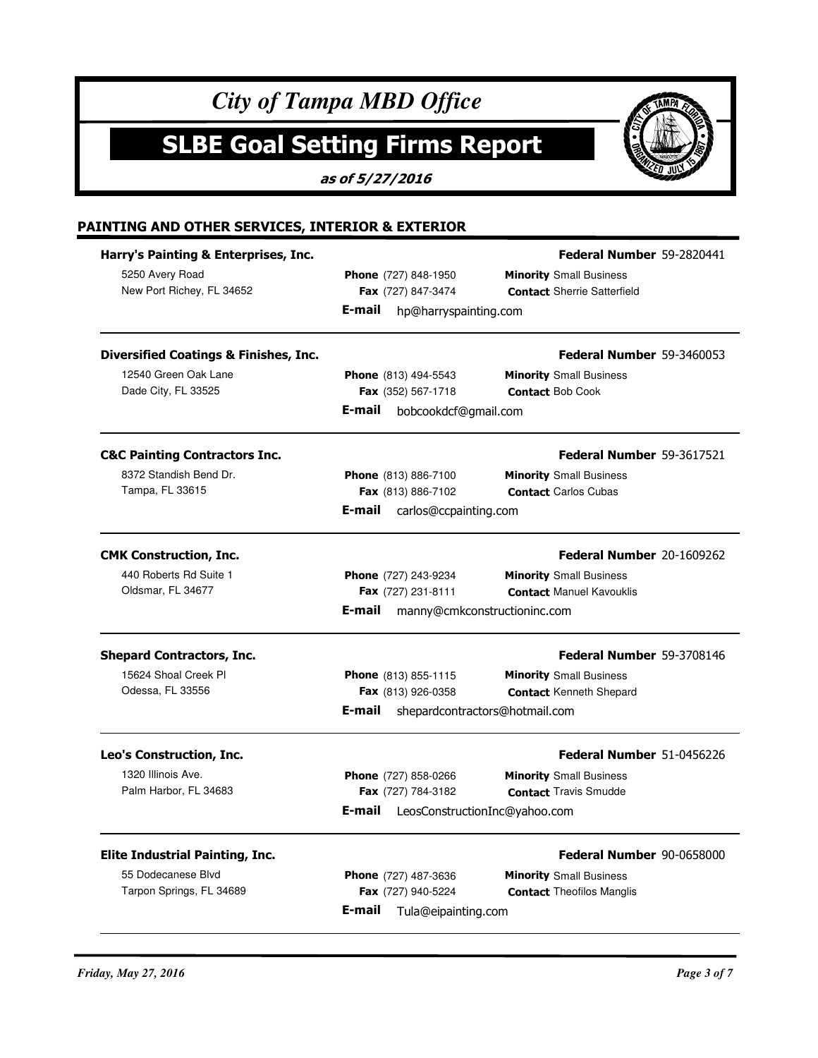*City of Tampa MBD Office*

# SLBE Goal Setting Firms Report

***as of 5/27/2016***

## PAINTING AND OTHER SERVICES, INTERIOR & EXTERIOR

### Harry's Painting & Enterprises, Inc.

**Federal Number** 59-2820441

5250 Avery Road
New Port Richey, FL 34652

**Phone** (727) 848-1950
**Fax** (727) 847-3474
**E-mail** hp@harryspainting.com

**Minority** Small Business
**Contact** Sherrie Satterfield

---

### Diversified Coatings & Finishes, Inc.

**Federal Number** 59-3460053

12540 Green Oak Lane
Dade City, FL 33525

**Phone** (813) 494-5543
**Fax** (352) 567-1718
**E-mail** bobcookdcf@gmail.com

**Minority** Small Business
**Contact** Bob Cook

---

### C&C Painting Contractors Inc.

**Federal Number** 59-3617521

8372 Standish Bend Dr.
Tampa, FL 33615

**Phone** (813) 886-7100
**Fax** (813) 886-7102
**E-mail** carlos@ccpainting.com

**Minority** Small Business
**Contact** Carlos Cubas

---

### CMK Construction, Inc.

**Federal Number** 20-1609262

440 Roberts Rd Suite 1
Oldsmar, FL 34677

**Phone** (727) 243-9234
**Fax** (727) 231-8111
**E-mail** manny@cmkconstructioninc.com

**Minority** Small Business
**Contact** Manuel Kavouklis

---

### Shepard Contractors, Inc.

**Federal Number** 59-3708146

15624 Shoal Creek Pl
Odessa, FL 33556

**Phone** (813) 855-1115
**Fax** (813) 926-0358
**E-mail** shepardcontractors@hotmail.com

**Minority** Small Business
**Contact** Kenneth Shepard

---

### Leo's Construction, Inc.

**Federal Number** 51-0456226

1320 Illinois Ave.
Palm Harbor, FL 34683

**Phone** (727) 858-0266
**Fax** (727) 784-3182
**E-mail** LeosConstructionInc@yahoo.com

**Minority** Small Business
**Contact** Travis Smudde

---

### Elite Industrial Painting, Inc.

**Federal Number** 90-0658000

55 Dodecanese Blvd
Tarpon Springs, FL 34689

**Phone** (727) 487-3636
**Fax** (727) 940-5224
**E-mail** Tula@eipainting.com

**Minority** Small Business
**Contact** Theofilos Manglis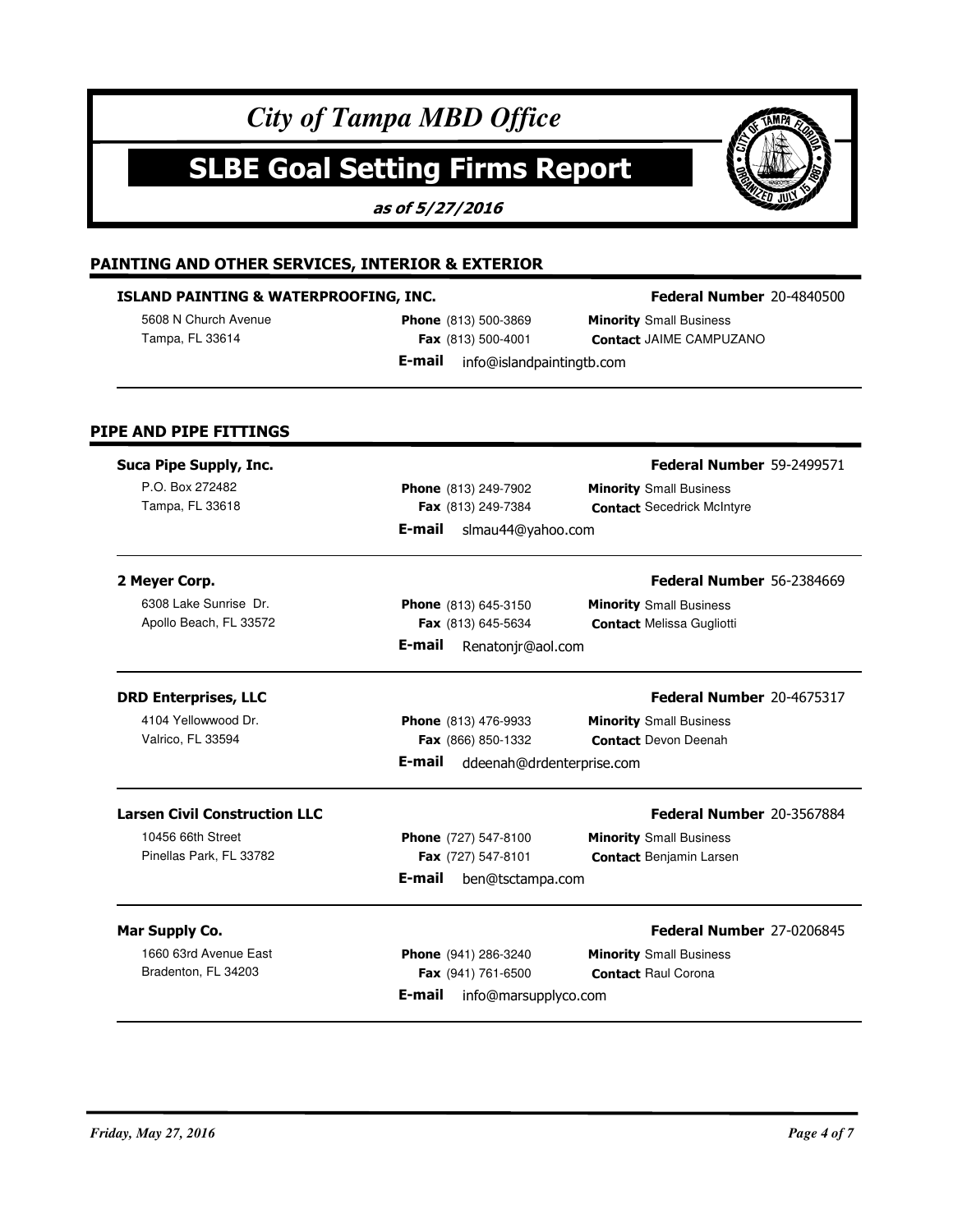# City of Tampa MBD Office

# SLBE Goal Setting Firms Report

***as of 5/27/2016***

## PAINTING AND OTHER SERVICES, INTERIOR & EXTERIOR

### ISLAND PAINTING & WATERPROOFING, INC.

**Federal Number** 20-4840500

5608 N Church Avenue
Tampa, FL 33614

**Phone** (813) 500-3869
**Fax** (813) 500-4001
**E-mail** info@islandpaintingtb.com

**Minority** Small Business
**Contact** JAIME CAMPUZANO

---

## PIPE AND PIPE FITTINGS

### Suca Pipe Supply, Inc.

**Federal Number** 59-2499571

P.O. Box 272482
Tampa, FL 33618

**Phone** (813) 249-7902
**Fax** (813) 249-7384
**E-mail** slmau44@yahoo.com

**Minority** Small Business
**Contact** Secedrick McIntyre

---

### 2 Meyer Corp.

**Federal Number** 56-2384669

6308 Lake Sunrise Dr.
Apollo Beach, FL 33572

**Phone** (813) 645-3150
**Fax** (813) 645-5634
**E-mail** Renatonjr@aol.com

**Minority** Small Business
**Contact** Melissa Gugliotti

---

### DRD Enterprises, LLC

**Federal Number** 20-4675317

4104 Yellowwood Dr.
Valrico, FL 33594

**Phone** (813) 476-9933
**Fax** (866) 850-1332
**E-mail** ddeenah@drdenterprise.com

**Minority** Small Business
**Contact** Devon Deenah

---

### Larsen Civil Construction LLC

**Federal Number** 20-3567884

10456 66th Street
Pinellas Park, FL 33782

**Phone** (727) 547-8100
**Fax** (727) 547-8101
**E-mail** ben@tsctampa.com

**Minority** Small Business
**Contact** Benjamin Larsen

---

### Mar Supply Co.

**Federal Number** 27-0206845

1660 63rd Avenue East
Bradenton, FL 34203

**Phone** (941) 286-3240
**Fax** (941) 761-6500
**E-mail** info@marsupplyco.com

**Minority** Small Business
**Contact** Raul Corona

---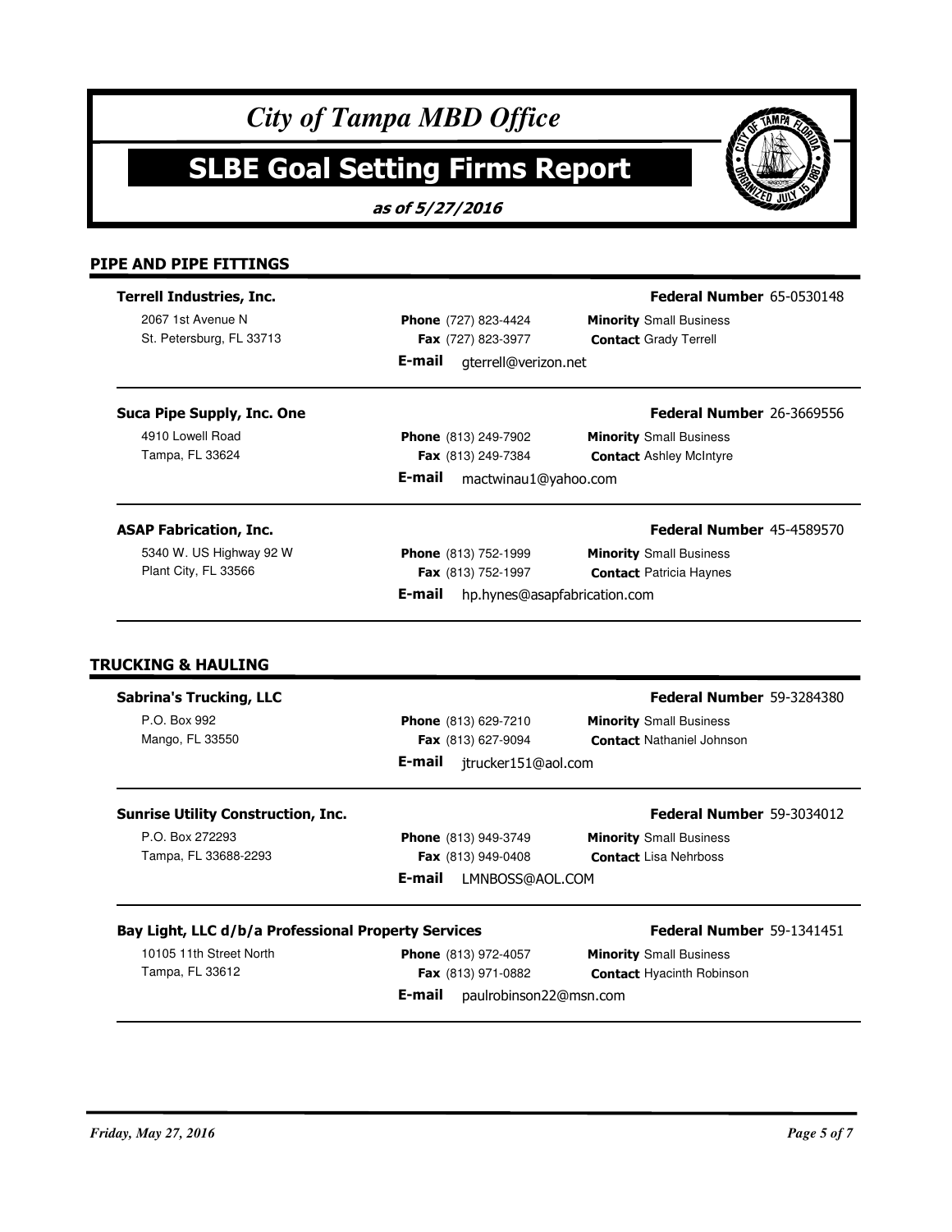# City of Tampa MBD Office

## SLBE Goal Setting Firms Report

***as of 5/27/2016***

### PIPE AND PIPE FITTINGS

**Terrell Industries, Inc.** — **Federal Number** 65-0530148

2067 1st Avenue N
St. Petersburg, FL 33713

**Phone** (727) 823-4424
**Fax** (727) 823-3977
**Minority** Small Business
**Contact** Grady Terrell
**E-mail** gterrell@verizon.net

---

**Suca Pipe Supply, Inc. One** — **Federal Number** 26-3669556

4910 Lowell Road
Tampa, FL 33624

**Phone** (813) 249-7902
**Fax** (813) 249-7384
**Minority** Small Business
**Contact** Ashley McIntyre
**E-mail** mactwinau1@yahoo.com

---

**ASAP Fabrication, Inc.** — **Federal Number** 45-4589570

5340 W. US Highway 92 W
Plant City, FL 33566

**Phone** (813) 752-1999
**Fax** (813) 752-1997
**Minority** Small Business
**Contact** Patricia Haynes
**E-mail** hp.hynes@asapfabrication.com

---

### TRUCKING & HAULING

**Sabrina's Trucking, LLC** — **Federal Number** 59-3284380

P.O. Box 992
Mango, FL 33550

**Phone** (813) 629-7210
**Fax** (813) 627-9094
**Minority** Small Business
**Contact** Nathaniel Johnson
**E-mail** jtrucker151@aol.com

---

**Sunrise Utility Construction, Inc.** — **Federal Number** 59-3034012

P.O. Box 272293
Tampa, FL 33688-2293

**Phone** (813) 949-3749
**Fax** (813) 949-0408
**Minority** Small Business
**Contact** Lisa Nehrboss
**E-mail** LMNBOSS@AOL.COM

---

**Bay Light, LLC d/b/a Professional Property Services** — **Federal Number** 59-1341451

10105 11th Street North
Tampa, FL 33612

**Phone** (813) 972-4057
**Fax** (813) 971-0882
**Minority** Small Business
**Contact** Hyacinth Robinson
**E-mail** paulrobinson22@msn.com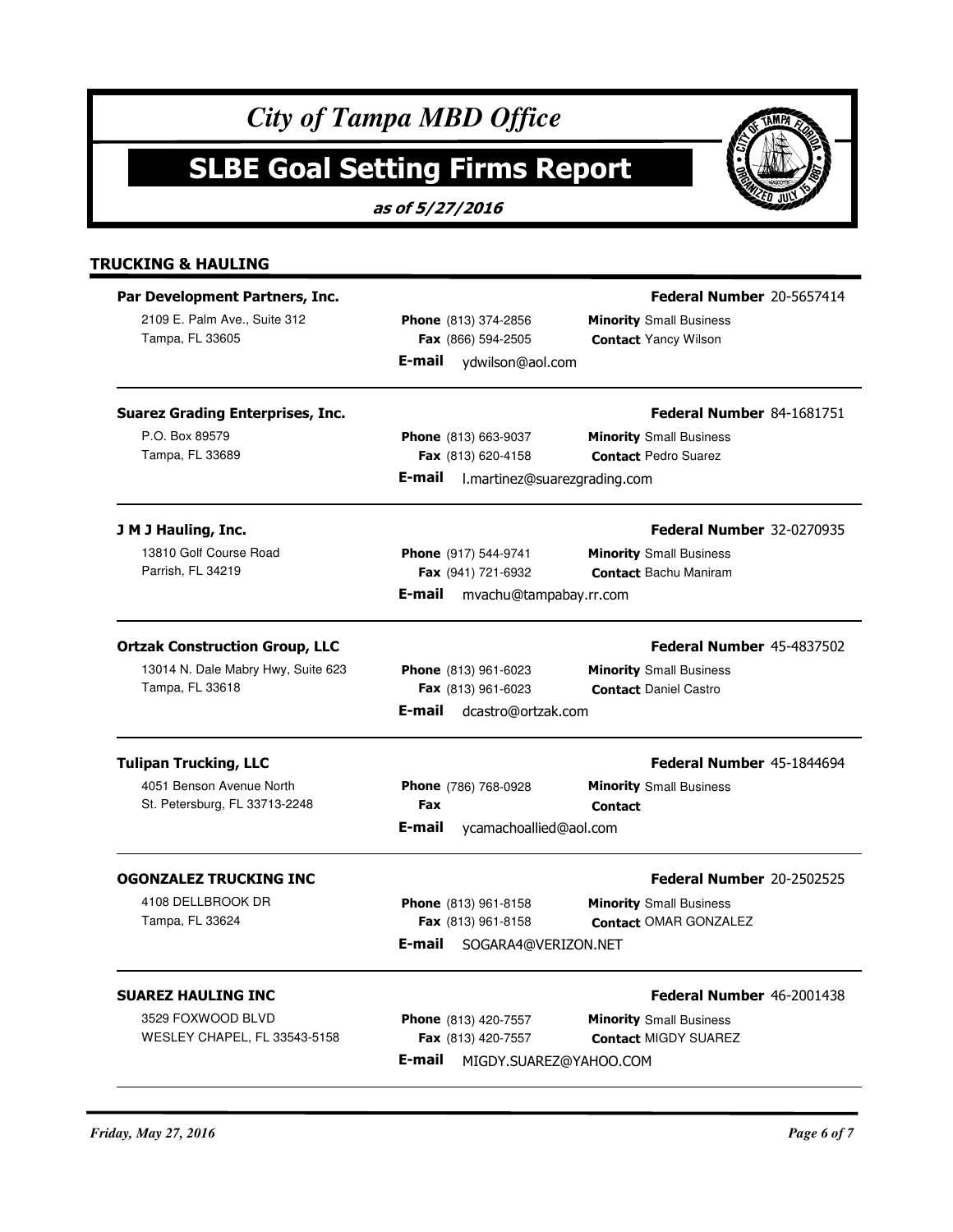# City of Tampa MBD Office

# SLBE Goal Setting Firms Report

***as of 5/27/2016***

## TRUCKING & HAULING

### Par Development Partners, Inc.

**Federal Number** 20-5657414

2109 E. Palm Ave., Suite 312
Tampa, FL 33605

**Phone** (813) 374-2856
**Fax** (866) 594-2505
**E-mail** ydwilson@aol.com

**Minority** Small Business
**Contact** Yancy Wilson

---

### Suarez Grading Enterprises, Inc.

**Federal Number** 84-1681751

P.O. Box 89579
Tampa, FL 33689

**Phone** (813) 663-9037
**Fax** (813) 620-4158
**E-mail** l.martinez@suarezgrading.com

**Minority** Small Business
**Contact** Pedro Suarez

---

### J M J Hauling, Inc.

**Federal Number** 32-0270935

13810 Golf Course Road
Parrish, FL 34219

**Phone** (917) 544-9741
**Fax** (941) 721-6932
**E-mail** mvachu@tampabay.rr.com

**Minority** Small Business
**Contact** Bachu Maniram

---

### Ortzak Construction Group, LLC

**Federal Number** 45-4837502

13014 N. Dale Mabry Hwy, Suite 623
Tampa, FL 33618

**Phone** (813) 961-6023
**Fax** (813) 961-6023
**E-mail** dcastro@ortzak.com

**Minority** Small Business
**Contact** Daniel Castro

---

### Tulipan Trucking, LLC

**Federal Number** 45-1844694

4051 Benson Avenue North
St. Petersburg, FL 33713-2248

**Phone** (786) 768-0928
**Fax**
**E-mail** ycamachoallied@aol.com

**Minority** Small Business
**Contact**

---

### OGONZALEZ TRUCKING INC

**Federal Number** 20-2502525

4108 DELLBROOK DR
Tampa, FL 33624

**Phone** (813) 961-8158
**Fax** (813) 961-8158
**E-mail** SOGARA4@VERIZON.NET

**Minority** Small Business
**Contact** OMAR GONZALEZ

---

### SUAREZ HAULING INC

**Federal Number** 46-2001438

3529 FOXWOOD BLVD
WESLEY CHAPEL, FL 33543-5158

**Phone** (813) 420-7557
**Fax** (813) 420-7557
**E-mail** MIGDY.SUAREZ@YAHOO.COM

**Minority** Small Business
**Contact** MIGDY SUAREZ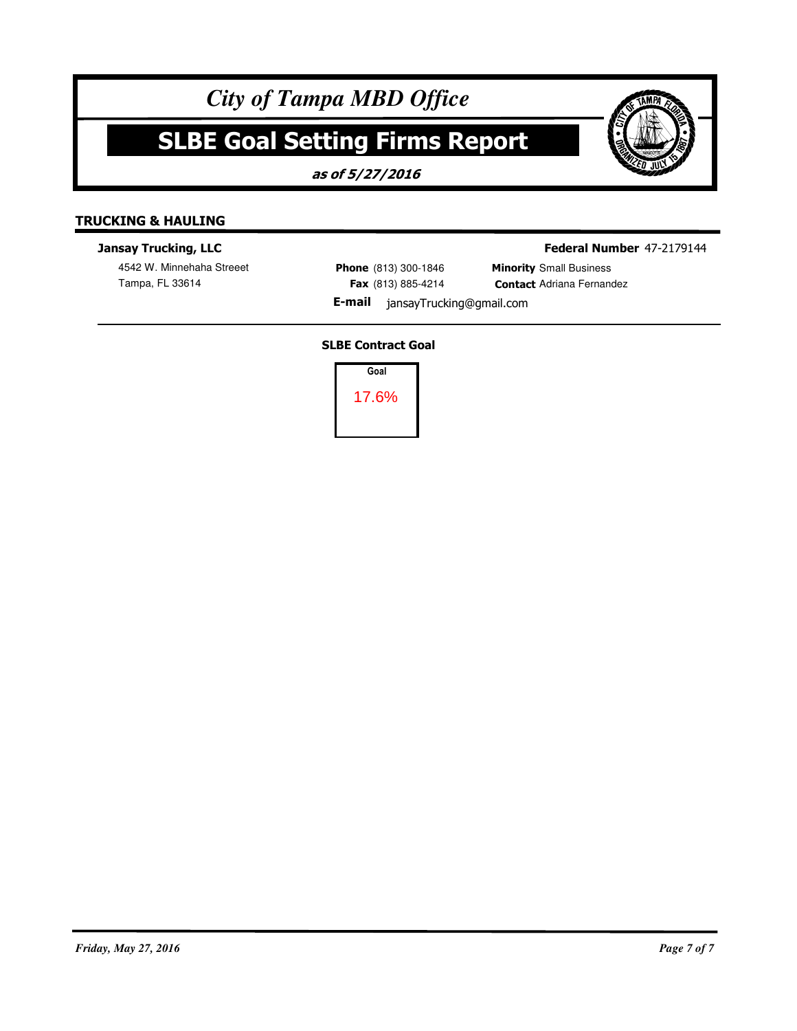# City of Tampa MBD Office

## SLBE Goal Setting Firms Report

***as of 5/27/2016***

### TRUCKING & HAULING

**Jansay Trucking, LLC**

4542 W. Minnehaha Streeet
Tampa, FL 33614

**Federal Number** 47-2179144

**Phone** (813) 300-1846
**Fax** (813) 885-4214
**E-mail** jansayTrucking@gmail.com

**Minority** Small Business
**Contact** Adriana Fernandez

**SLBE Contract Goal**

| Goal |
|---|
| 17.6% |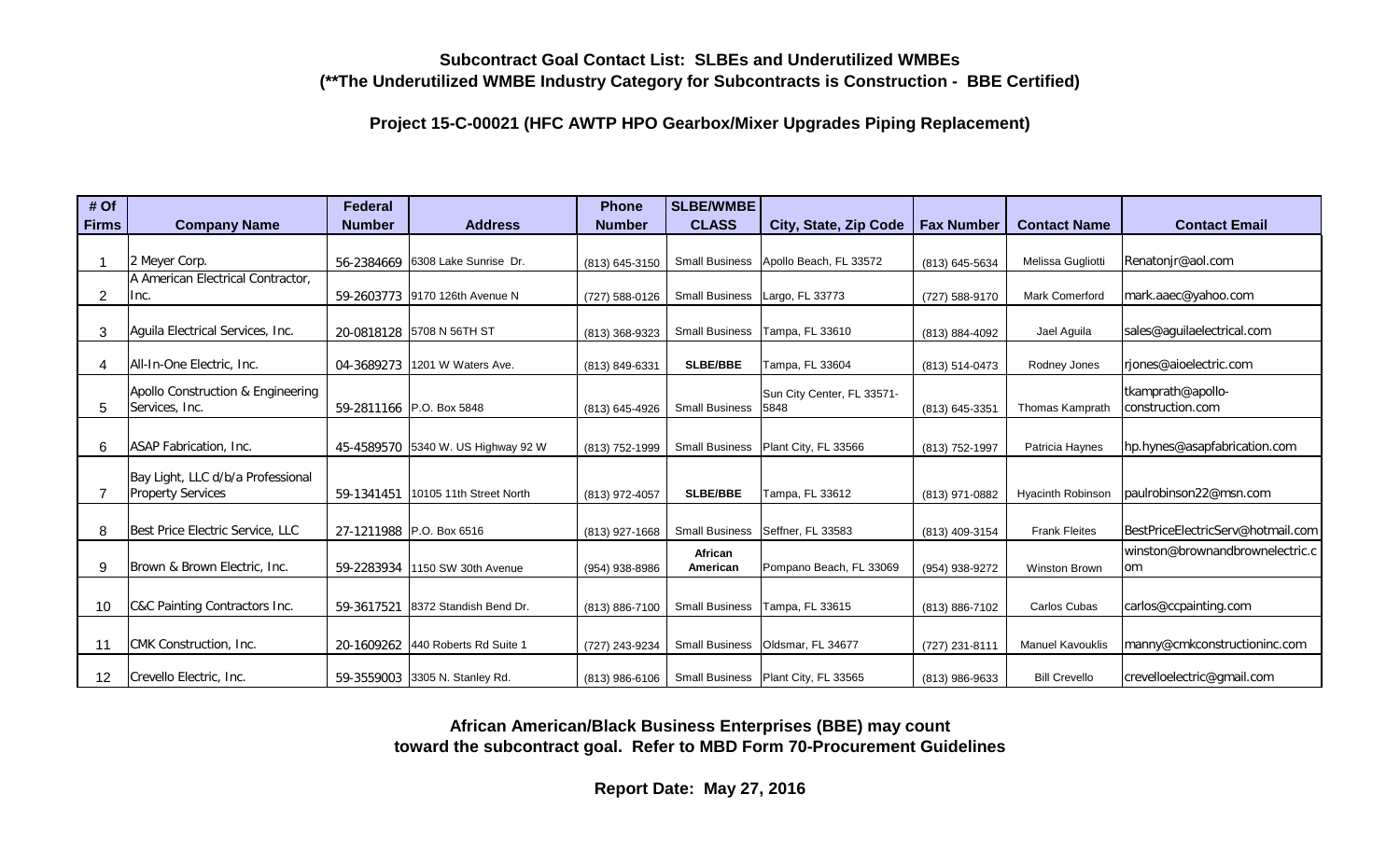**Subcontract Goal Contact List: SLBEs and Underutilized WMBEs**
**(**The Underutilized WMBE Industry Category for Subcontracts is Construction - BBE Certified)**

**Project 15-C-00021 (HFC AWTP HPO Gearbox/Mixer Upgrades Piping Replacement)**

| # Of Firms | Company Name | Federal Number | Address | Phone Number | SLBE/WMBE CLASS | City, State, Zip Code | Fax Number | Contact Name | Contact Email |
|---|---|---|---|---|---|---|---|---|---|
| 1 | 2 Meyer Corp. | 56-2384669 | 6308 Lake Sunrise Dr. | (813) 645-3150 | Small Business | Apollo Beach, FL 33572 | (813) 645-5634 | Melissa Gugliotti | Renatonjr@aol.com |
| 2 | A American Electrical Contractor, Inc. | 59-2603773 | 9170 126th Avenue N | (727) 588-0126 | Small Business | Largo, FL 33773 | (727) 588-9170 | Mark Comerford | mark.aaec@yahoo.com |
| 3 | Aguila Electrical Services, Inc. | 20-0818128 | 5708 N 56TH ST | (813) 368-9323 | Small Business | Tampa, FL 33610 | (813) 884-4092 | Jael Aguila | sales@aguilaelectrical.com |
| 4 | All-In-One Electric, Inc. | 04-3689273 | 1201 W Waters Ave. | (813) 849-6331 | **SLBE/BBE** | Tampa, FL 33604 | (813) 514-0473 | Rodney Jones | rjones@aioelectric.com |
| 5 | Apollo Construction & Engineering Services, Inc. | 59-2811166 | P.O. Box 5848 | (813) 645-4926 | Small Business | Sun City Center, FL 33571-5848 | (813) 645-3351 | Thomas Kamprath | tkamprath@apollo-construction.com |
| 6 | ASAP Fabrication, Inc. | 45-4589570 | 5340 W. US Highway 92 W | (813) 752-1999 | Small Business | Plant City, FL 33566 | (813) 752-1997 | Patricia Haynes | hp.hynes@asapfabrication.com |
| 7 | Bay Light, LLC d/b/a Professional Property Services | 59-1341451 | 10105 11th Street North | (813) 972-4057 | **SLBE/BBE** | Tampa, FL 33612 | (813) 971-0882 | Hyacinth Robinson | paulrobinson22@msn.com |
| 8 | Best Price Electric Service, LLC | 27-1211988 | P.O. Box 6516 | (813) 927-1668 | Small Business | Seffner, FL 33583 | (813) 409-3154 | Frank Fleites | BestPriceElectricServ@hotmail.com |
| 9 | Brown & Brown Electric, Inc. | 59-2283934 | 1150 SW 30th Avenue | (954) 938-8986 | **African American** | Pompano Beach, FL 33069 | (954) 938-9272 | Winston Brown | winston@brownandbrownelectric.com |
| 10 | C&C Painting Contractors Inc. | 59-3617521 | 8372 Standish Bend Dr. | (813) 886-7100 | Small Business | Tampa, FL 33615 | (813) 886-7102 | Carlos Cubas | carlos@ccpainting.com |
| 11 | CMK Construction, Inc. | 20-1609262 | 440 Roberts Rd Suite 1 | (727) 243-9234 | Small Business | Oldsmar, FL 34677 | (727) 231-8111 | Manuel Kavouklis | manny@cmkconstructioninc.com |
| 12 | Crevello Electric, Inc. | 59-3559003 | 3305 N. Stanley Rd. | (813) 986-6106 | Small Business | Plant City, FL 33565 | (813) 986-9633 | Bill Crevello | crevelloelectric@gmail.com |

**African American/Black Business Enterprises (BBE) may count toward the subcontract goal. Refer to MBD Form 70-Procurement Guidelines**

**Report Date: May 27, 2016**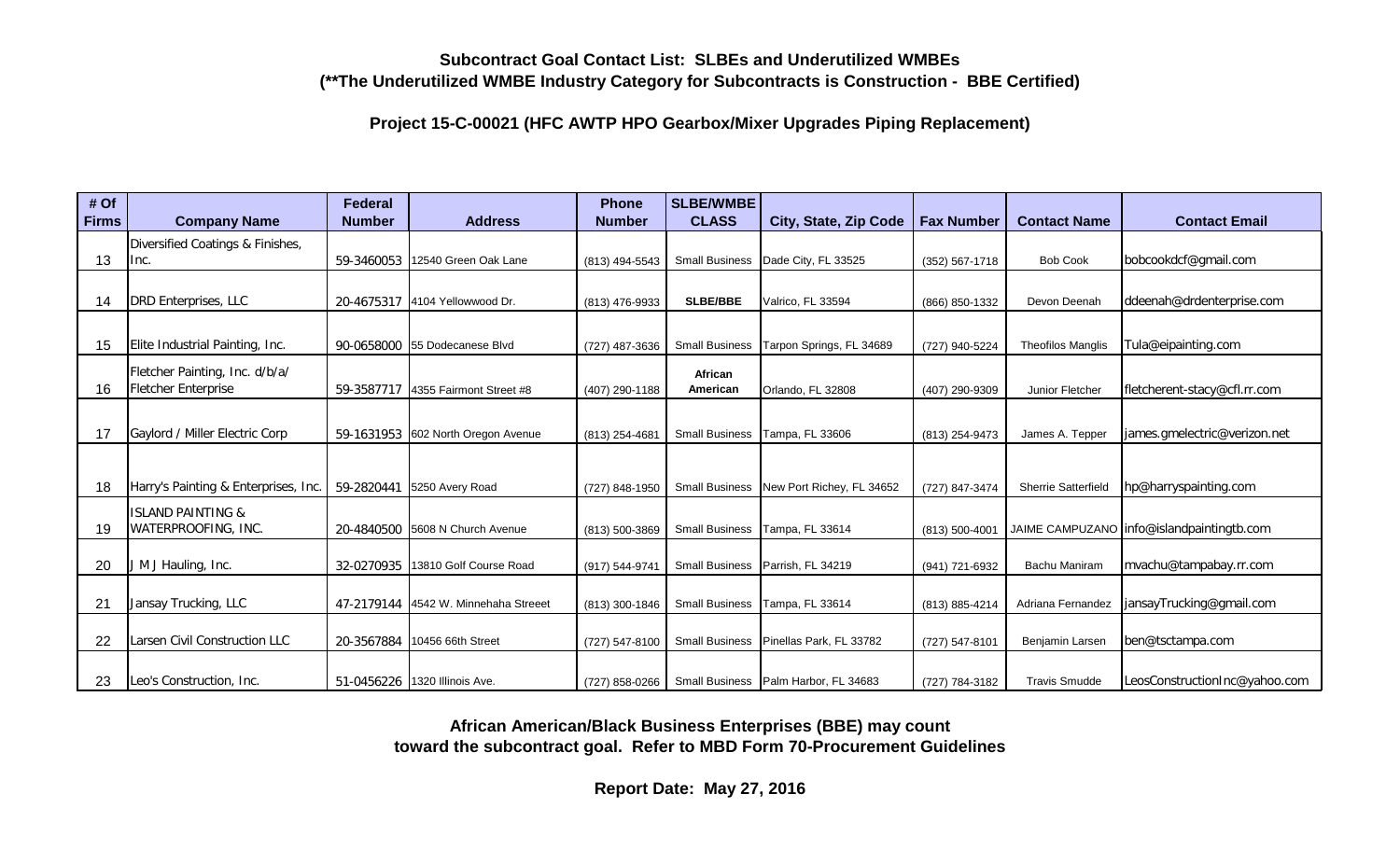**Subcontract Goal Contact List: SLBEs and Underutilized WMBEs**
**(**The Underutilized WMBE Industry Category for Subcontracts is Construction - BBE Certified)**

**Project 15-C-00021 (HFC AWTP HPO Gearbox/Mixer Upgrades Piping Replacement)**

| # Of Firms | Company Name | Federal Number | Address | Phone Number | SLBE/WMBE CLASS | City, State, Zip Code | Fax Number | Contact Name | Contact Email |
|---|---|---|---|---|---|---|---|---|---|
| 13 | Diversified Coatings & Finishes, Inc. | 59-3460053 | 12540 Green Oak Lane | (813) 494-5543 | Small Business | Dade City, FL 33525 | (352) 567-1718 | Bob Cook | bobcookdcf@gmail.com |
| 14 | DRD Enterprises, LLC | 20-4675317 | 4104 Yellowwood Dr. | (813) 476-9933 | **SLBE/BBE** | Valrico, FL 33594 | (866) 850-1332 | Devon Deenah | ddeenah@drdenterprise.com |
| 15 | Elite Industrial Painting, Inc. | 90-0658000 | 55 Dodecanese Blvd | (727) 487-3636 | Small Business | Tarpon Springs, FL 34689 | (727) 940-5224 | Theofilos Manglis | Tula@eipainting.com |
| 16 | Fletcher Painting, Inc. d/b/a/ Fletcher Enterprise | 59-3587717 | 4355 Fairmont Street #8 | (407) 290-1188 | **African American** | Orlando, FL 32808 | (407) 290-9309 | Junior Fletcher | fletcherent-stacy@cfl.rr.com |
| 17 | Gaylord / Miller Electric Corp | 59-1631953 | 602 North Oregon Avenue | (813) 254-4681 | Small Business | Tampa, FL 33606 | (813) 254-9473 | James A. Tepper | james.gmelectric@verizon.net |
| 18 | Harry's Painting & Enterprises, Inc. | 59-2820441 | 5250 Avery Road | (727) 848-1950 | Small Business | New Port Richey, FL 34652 | (727) 847-3474 | Sherrie Satterfield | hp@harryspainting.com |
| 19 | ISLAND PAINTING & WATERPROOFING, INC. | 20-4840500 | 5608 N Church Avenue | (813) 500-3869 | Small Business | Tampa, FL 33614 | (813) 500-4001 | JAIME CAMPUZANO | info@islandpaintingtb.com |
| 20 | J M J Hauling, Inc. | 32-0270935 | 13810 Golf Course Road | (917) 544-9741 | Small Business | Parrish, FL 34219 | (941) 721-6932 | Bachu Maniram | mvachu@tampabay.rr.com |
| 21 | Jansay Trucking, LLC | 47-2179144 | 4542 W. Minnehaha Streeet | (813) 300-1846 | Small Business | Tampa, FL 33614 | (813) 885-4214 | Adriana Fernandez | jansayTrucking@gmail.com |
| 22 | Larsen Civil Construction LLC | 20-3567884 | 10456 66th Street | (727) 547-8100 | Small Business | Pinellas Park, FL 33782 | (727) 547-8101 | Benjamin Larsen | ben@tsctampa.com |
| 23 | Leo's Construction, Inc. | 51-0456226 | 1320 Illinois Ave. | (727) 858-0266 | Small Business | Palm Harbor, FL 34683 | (727) 784-3182 | Travis Smudde | LeosConstructionInc@yahoo.com |

**African American/Black Business Enterprises (BBE) may count toward the subcontract goal. Refer to MBD Form 70-Procurement Guidelines**

**Report Date: May 27, 2016**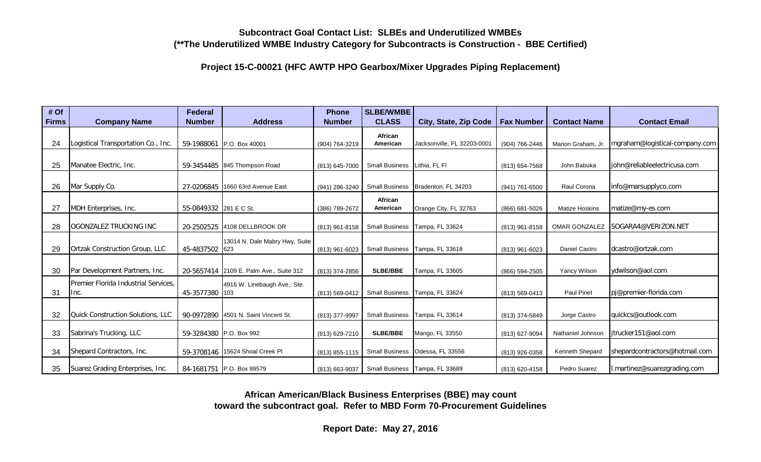**Subcontract Goal Contact List: SLBEs and Underutilized WMBEs**
**(**The Underutilized WMBE Industry Category for Subcontracts is Construction - BBE Certified)**

**Project 15-C-00021 (HFC AWTP HPO Gearbox/Mixer Upgrades Piping Replacement)**

| # Of Firms | Company Name | Federal Number | Address | Phone Number | SLBE/WMBE CLASS | City, State, Zip Code | Fax Number | Contact Name | Contact Email |
|---|---|---|---|---|---|---|---|---|---|
| 24 | Logistical Transportation Co., Inc. | 59-1988061 | P.O. Box 40001 | (904) 764-3219 | African American | Jacksonville, FL 32203-0001 | (904) 766-2446 | Marion Graham, Jr. | mgraham@logistical-company.com |
| 25 | Manatee Electric, Inc. | 59-3454485 | 845 Thompson Road | (813) 645-7000 | Small Business | Lithia, FL Fl | (813) 654-7568 | John Babuka | john@reliableelectricusa.com |
| 26 | Mar Supply Co. | 27-0206845 | 1660 63rd Avenue East | (941) 286-3240 | Small Business | Bradenton, FL 34203 | (941) 761-6500 | Raul Corona | info@marsupplyco.com |
| 27 | MDH Enterprises, Inc. | 55-0849332 | 281 E C St. | (386) 789-2672 | African American | Orange City, FL 32763 | (866) 681-5026 | Matize Hoskins | matize@my-es.com |
| 28 | OGONZALEZ TRUCKING INC | 20-2502525 | 4108 DELLBROOK DR | (813) 961-8158 | Small Business | Tampa, FL 33624 | (813) 961-8158 | OMAR GONZALEZ | SOGARA4@VERIZON.NET |
| 29 | Ortzak Construction Group, LLC | 45-4837502 | 13014 N. Dale Mabry Hwy, Suite 623 | (813) 961-6023 | Small Business | Tampa, FL 33618 | (813) 961-6023 | Daniel Castro | dcastro@ortzak.com |
| 30 | Par Development Partners, Inc. | 20-5657414 | 2109 E. Palm Ave., Suite 312 | (813) 374-2856 | SLBE/BBE | Tampa, FL 33605 | (866) 594-2505 | Yancy Wilson | ydwilson@aol.com |
| 31 | Premier Florida Industrial Services, Inc. | 45-3577380 | 4916 W. Linebaugh Ave., Ste. 103 | (813) 569-0412 | Small Business | Tampa, FL 33624 | (813) 569-0413 | Paul Pinet | pj@premier-florida.com |
| 32 | Quick Construction Solutions, LLC | 90-0972890 | 4501 N. Saint Vincent St. | (813) 377-9997 | Small Business | Tampa, FL 33614 | (813) 374-5849 | Jorge Castro | quickcs@outlook.com |
| 33 | Sabrina's Trucking, LLC | 59-3284380 | P.O. Box 992 | (813) 629-7210 | SLBE/BBE | Mango, FL 33550 | (813) 627-9094 | Nathaniel Johnson | jtrucker151@aol.com |
| 34 | Shepard Contractors, Inc. | 59-3708146 | 15624 Shoal Creek Pl | (813) 855-1115 | Small Business | Odessa, FL 33556 | (813) 926-0358 | Kenneth Shepard | shepardcontractors@hotmail.com |
| 35 | Suarez Grading Enterprises, Inc. | 84-1681751 | P.O. Box 89579 | (813) 663-9037 | Small Business | Tampa, FL 33689 | (813) 620-4158 | Pedro Suarez | l.martinez@suarezgrading.com |

**African American/Black Business Enterprises (BBE) may count toward the subcontract goal. Refer to MBD Form 70-Procurement Guidelines**

**Report Date: May 27, 2016**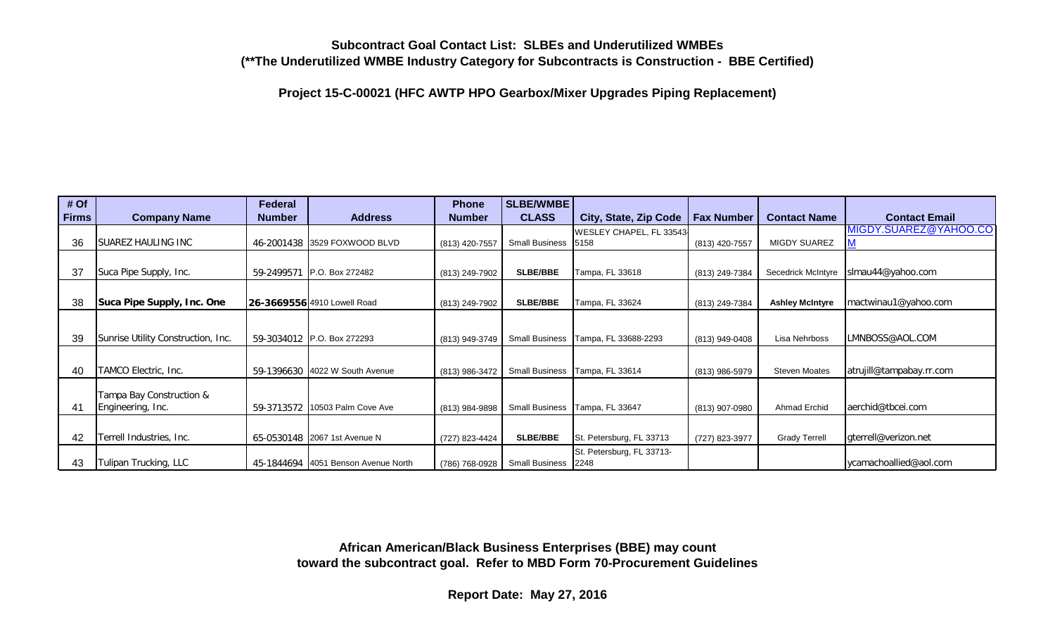**Subcontract Goal Contact List: SLBEs and Underutilized WMBEs**
**(**The Underutilized WMBE Industry Category for Subcontracts is Construction - BBE Certified)**

**Project 15-C-00021 (HFC AWTP HPO Gearbox/Mixer Upgrades Piping Replacement)**

| # Of Firms | Company Name | Federal Number | Address | Phone Number | SLBE/WMBE CLASS | City, State, Zip Code | Fax Number | Contact Name | Contact Email |
|---|---|---|---|---|---|---|---|---|---|
| 36 | SUAREZ HAULING INC | 46-2001438 | 3529 FOXWOOD BLVD | (813) 420-7557 | Small Business | WESLEY CHAPEL, FL 33543-5158 | (813) 420-7557 | MIGDY SUAREZ | MIGDY.SUAREZ@YAHOO.COM |
| 37 | Suca Pipe Supply, Inc. | 59-2499571 | P.O. Box 272482 | (813) 249-7902 | **SLBE/BBE** | Tampa, FL 33618 | (813) 249-7384 | Secedrick McIntyre | slmau44@yahoo.com |
| 38 | **Suca Pipe Supply, Inc. One** | **26-3669556** | 4910 Lowell Road | (813) 249-7902 | **SLBE/BBE** | Tampa, FL 33624 | (813) 249-7384 | **Ashley McIntyre** | mactwinau1@yahoo.com |
| 39 | Sunrise Utility Construction, Inc. | 59-3034012 | P.O. Box 272293 | (813) 949-3749 | Small Business | Tampa, FL 33688-2293 | (813) 949-0408 | Lisa Nehrboss | LMNBOSS@AOL.COM |
| 40 | TAMCO Electric, Inc. | 59-1396630 | 4022 W South Avenue | (813) 986-3472 | Small Business | Tampa, FL 33614 | (813) 986-5979 | Steven Moates | atrujill@tampabay.rr.com |
| 41 | Tampa Bay Construction & Engineering, Inc. | 59-3713572 | 10503 Palm Cove Ave | (813) 984-9898 | Small Business | Tampa, FL 33647 | (813) 907-0980 | Ahmad Erchid | aerchid@tbcei.com |
| 42 | Terrell Industries, Inc. | 65-0530148 | 2067 1st Avenue N | (727) 823-4424 | **SLBE/BBE** | St. Petersburg, FL 33713 | (727) 823-3977 | Grady Terrell | gterrell@verizon.net |
| 43 | Tulipan Trucking, LLC | 45-1844694 | 4051 Benson Avenue North | (786) 768-0928 | Small Business | St. Petersburg, FL 33713-2248 | | | ycamachoallied@aol.com |

**African American/Black Business Enterprises (BBE) may count toward the subcontract goal. Refer to MBD Form 70-Procurement Guidelines**

**Report Date: May 27, 2016**